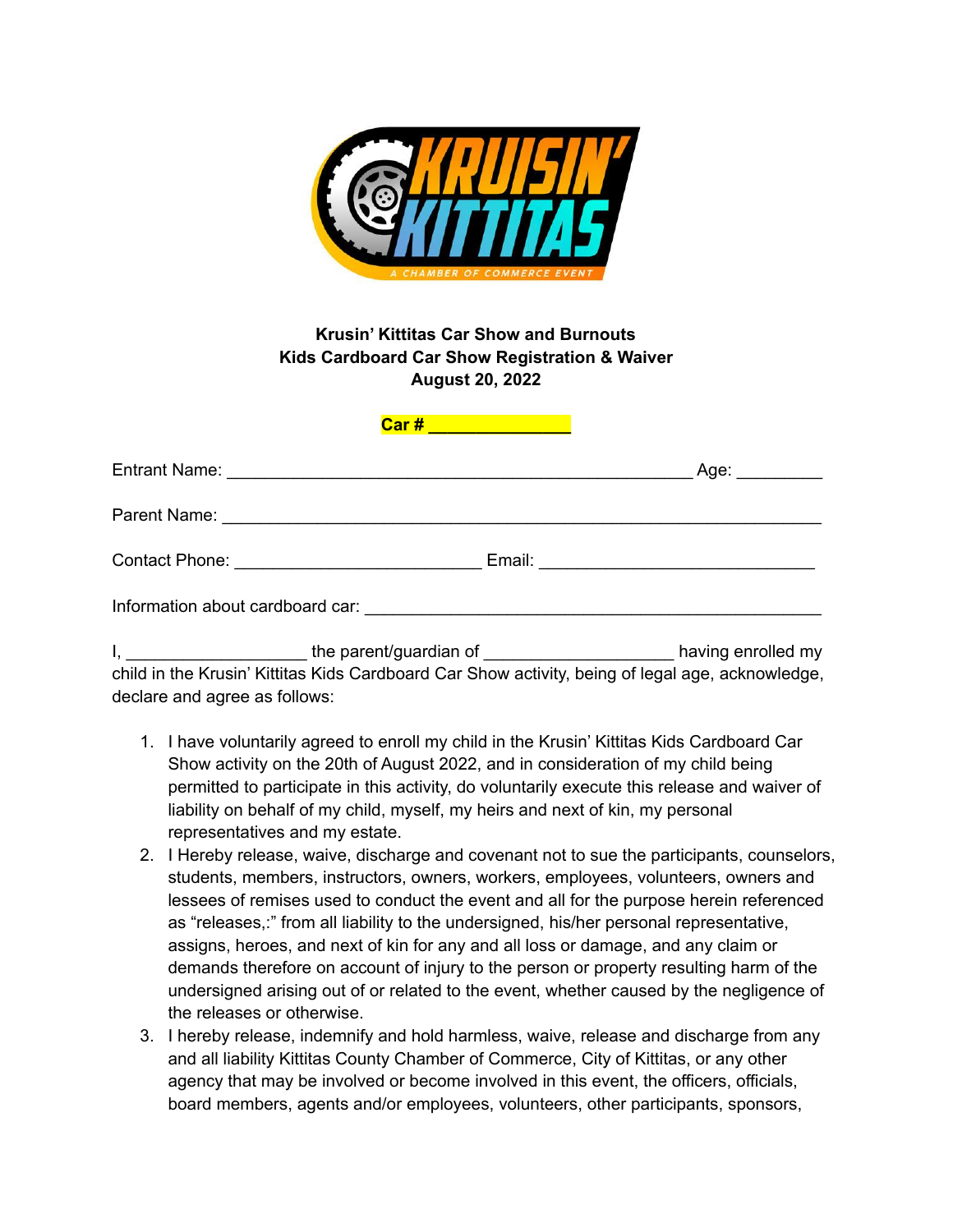KRUISIN' KITTITAS

A CHAMBER OF COMMERCE EVENT

**Krusin' Kittitas Car Show and Burnouts**
**Kids Cardboard Car Show Registration & Waiver**
**August 20, 2022**

**Car # ______________**

Entrant Name: ________________________________________________ Age: _________

Parent Name: _________________________________________________________

Contact Phone: _________________________ Email: ____________________________

Information about cardboard car: _________________________________________

I, __________________ the parent/guardian of ___________________ having enrolled my child in the Krusin' Kittitas Kids Cardboard Car Show activity, being of legal age, acknowledge, declare and agree as follows:

1. I have voluntarily agreed to enroll my child in the Krusin' Kittitas Kids Cardboard Car Show activity on the 20th of August 2022, and in consideration of my child being permitted to participate in this activity, do voluntarily execute this release and waiver of liability on behalf of my child, myself, my heirs and next of kin, my personal representatives and my estate.
2. I Hereby release, waive, discharge and covenant not to sue the participants, counselors, students, members, instructors, owners, workers, employees, volunteers, owners and lessees of remises used to conduct the event and all for the purpose herein referenced as "releases,:" from all liability to the undersigned, his/her personal representative, assigns, heroes, and next of kin for any and all loss or damage, and any claim or demands therefore on account of injury to the person or property resulting harm of the undersigned arising out of or related to the event, whether caused by the negligence of the releases or otherwise.
3. I hereby release, indemnify and hold harmless, waive, release and discharge from any and all liability Kittitas County Chamber of Commerce, City of Kittitas, or any other agency that may be involved or become involved in this event, the officers, officials, board members, agents and/or employees, volunteers, other participants, sponsors,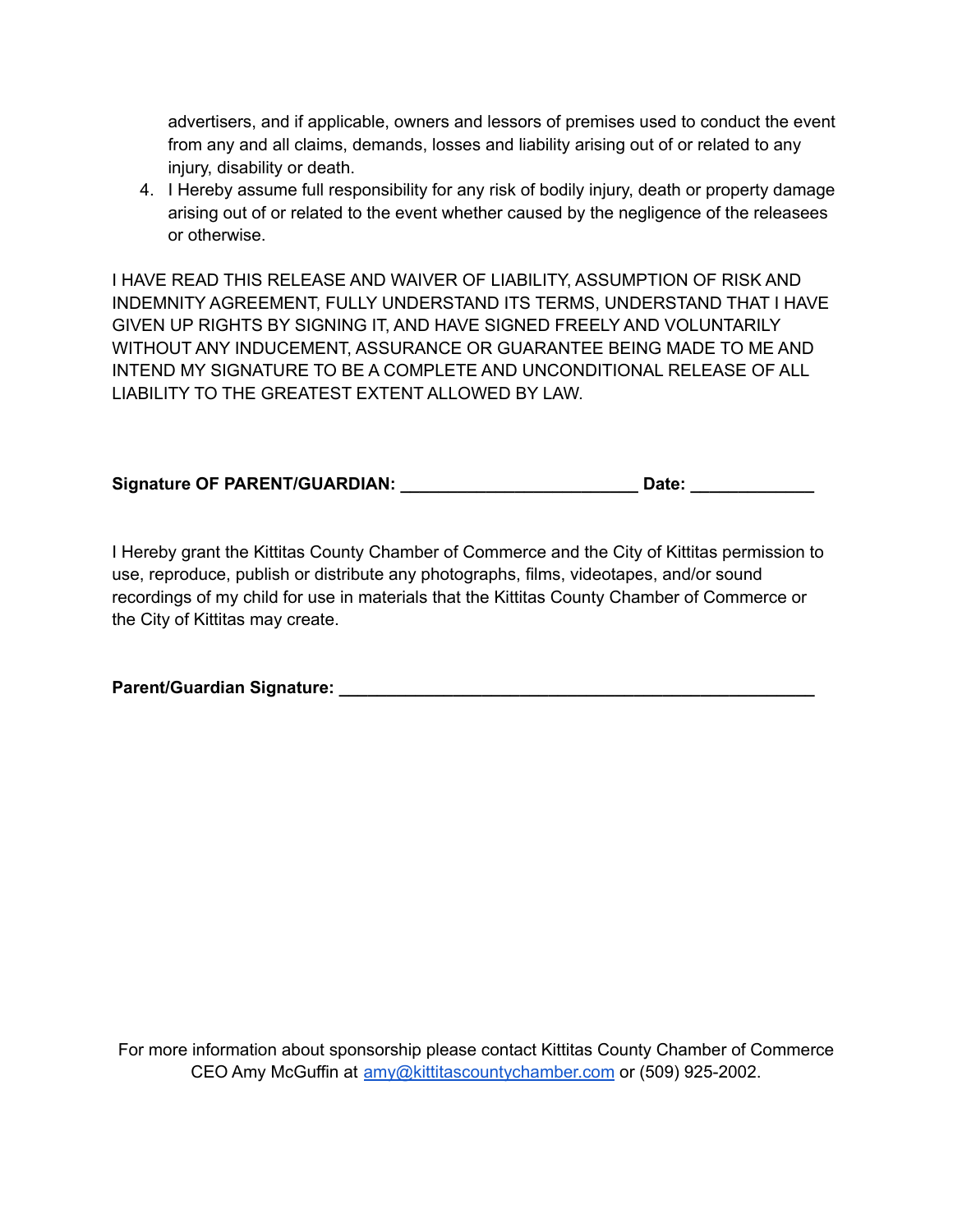advertisers, and if applicable, owners and lessors of premises used to conduct the event from any and all claims, demands, losses and liability arising out of or related to any injury, disability or death.

4. I Hereby assume full responsibility for any risk of bodily injury, death or property damage arising out of or related to the event whether caused by the negligence of the releasees or otherwise.

I HAVE READ THIS RELEASE AND WAIVER OF LIABILITY, ASSUMPTION OF RISK AND INDEMNITY AGREEMENT, FULLY UNDERSTAND ITS TERMS, UNDERSTAND THAT I HAVE GIVEN UP RIGHTS BY SIGNING IT, AND HAVE SIGNED FREELY AND VOLUNTARILY WITHOUT ANY INDUCEMENT, ASSURANCE OR GUARANTEE BEING MADE TO ME AND INTEND MY SIGNATURE TO BE A COMPLETE AND UNCONDITIONAL RELEASE OF ALL LIABILITY TO THE GREATEST EXTENT ALLOWED BY LAW.

**Signature OF PARENT/GUARDIAN: ________________________ Date: ____________**

I Hereby grant the Kittitas County Chamber of Commerce and the City of Kittitas permission to use, reproduce, publish or distribute any photographs, films, videotapes, and/or sound recordings of my child for use in materials that the Kittitas County Chamber of Commerce or the City of Kittitas may create.

**Parent/Guardian Signature: ______________________________________________**

For more information about sponsorship please contact Kittitas County Chamber of Commerce CEO Amy McGuffin at [amy@kittitascountychamber.com](mailto:amy@kittitascountychamber.com) or (509) 925-2002.